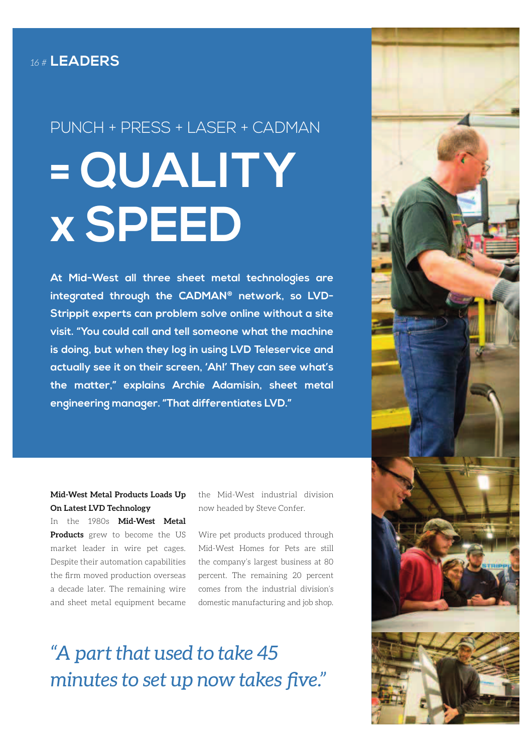# PUNCH + PRESS + LASER + CADMAN = QUALITY x SPEED

**At Mid-West all three sheet metal technologies are integrated through the CADMAN® network, so LVD-Strippit experts can problem solve online without a site visit. "You could call and tell someone what the machine is doing, but when they log in using LVD Teleservice and actually see it on their screen, 'Ah!' They can see what's the matter," explains Archie Adamisin, sheet metal engineering manager. "That differentiates LVD."**

**Mid-West Metal Products Loads Up On Latest LVD Technology**

In the 1980s **Mid-West Metal Products** grew to become the US market leader in wire pet cages. Despite their automation capabilities the firm moved production overseas a decade later. The remaining wire and sheet metal equipment became the Mid-West industrial division now headed by Steve Confer.

Wire pet products produced through Mid-West Homes for Pets are still the company's largest business at 80 percent. The remaining 20 percent comes from the industrial division's domestic manufacturing and job shop.

*"A part that used to take 45 minutes to set up now takes five."*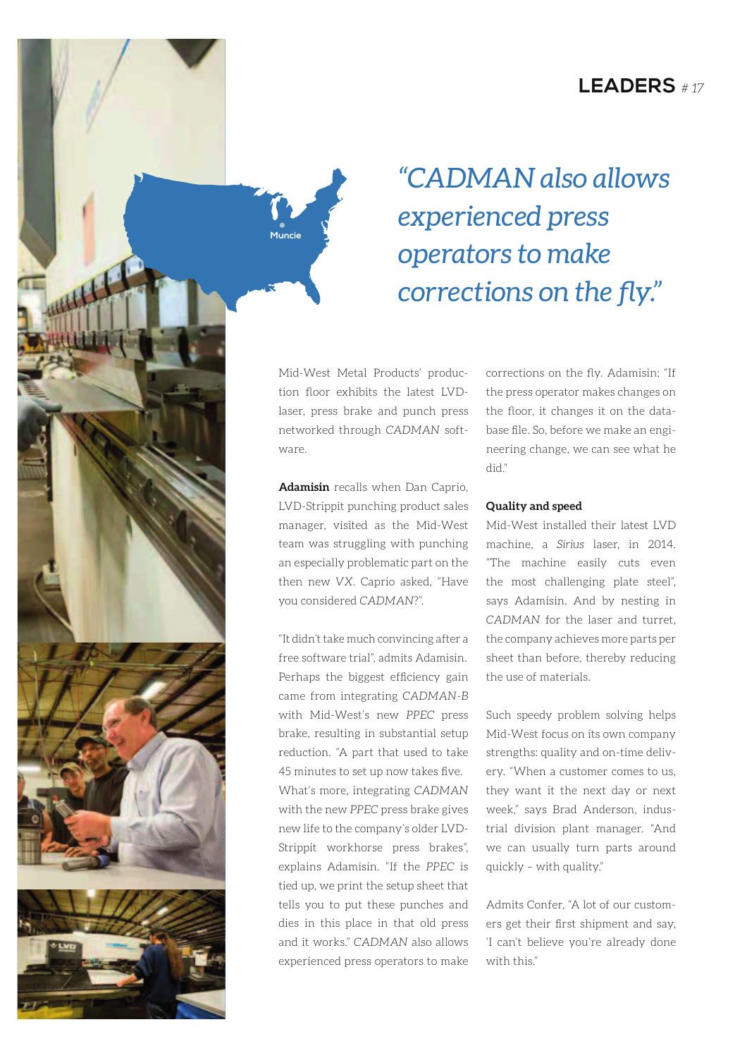*"CADMAN also allows experienced press operators to make corrections on the fly."*

Mid-West Metal Products' production floor exhibits the latest LVD-laser, press brake and punch press networked through *CADMAN* software.

**Adamisin** recalls when Dan Caprio, LVD-Strippit punching product sales manager, visited as the Mid-West team was struggling with punching an especially problematic part on the then new *VX*. Caprio asked, "Have you considered *CADMAN*?".

"It didn't take much convincing after a free software trial", admits Adamisin. Perhaps the biggest efficiency gain came from integrating *CADMAN-B* with Mid-West's new *PPEC* press brake, resulting in substantial setup reduction. "A part that used to take 45 minutes to set up now takes five. What's more, integrating *CADMAN* with the new *PPEC* press brake gives new life to the company's older LVD-Strippit workhorse press brakes", explains Adamisin. "If the *PPEC* is tied up, we print the setup sheet that tells you to put these punches and dies in this place in that old press and it works." *CADMAN* also allows experienced press operators to make corrections on the fly. Adamisin: "If the press operator makes changes on the floor, it changes it on the database file. So, before we make an engineering change, we can see what he did."

**Quality and speed**

Mid-West installed their latest LVD machine, a *Sirius* laser, in 2014. "The machine easily cuts even the most challenging plate steel", says Adamisin. And by nesting in *CADMAN* for the laser and turret, the company achieves more parts per sheet than before, thereby reducing the use of materials.

Such speedy problem solving helps Mid-West focus on its own company strengths: quality and on-time delivery. "When a customer comes to us, they want it the next day or next week," says Brad Anderson, industrial division plant manager. "And we can usually turn parts around quickly – with quality."

Admits Confer, "A lot of our customers get their first shipment and say, 'I can't believe you're already done with this.'"